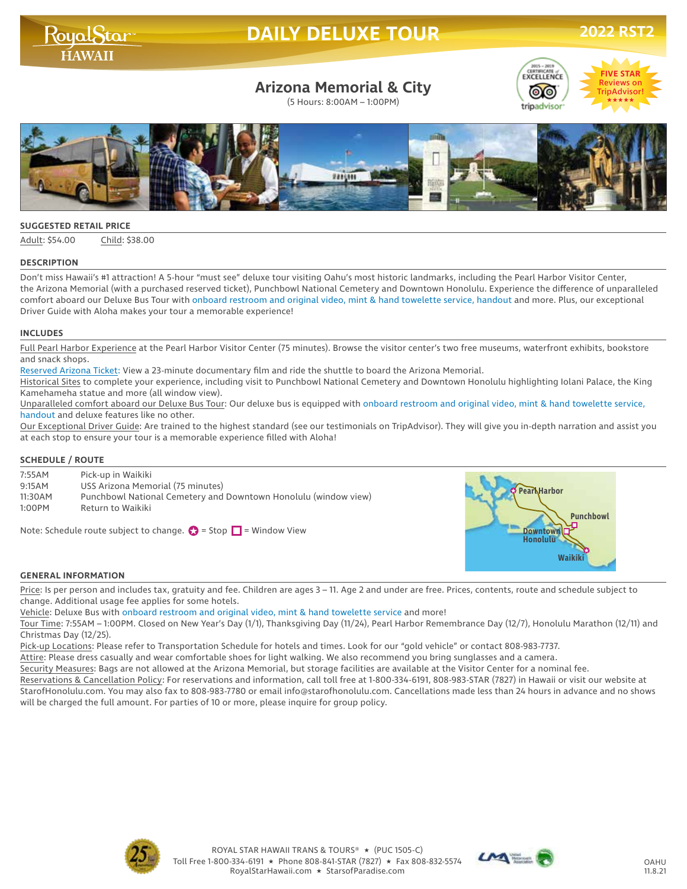# DAILY DELUXE TOUR

2022 RST2

## Arizona Memorial & City

(5 Hours: 8:00AM – 1:00PM)

FIVE STAR Reviews on TripAdvisor!

### SUGGESTED RETAIL PRICE

Adult: $54.00 Child: $38.00

### DESCRIPTION

Don't miss Hawaii's #1 attraction! A 5-hour "must see" deluxe tour visiting Oahu's most historic landmarks, including the Pearl Harbor Visitor Center, the Arizona Memorial (with a purchased reserved ticket), Punchbowl National Cemetery and Downtown Honolulu. Experience the difference of unparalleled comfort aboard our Deluxe Bus Tour with onboard restroom and original video, mint & hand towelette service, handout and more. Plus, our exceptional Driver Guide with Aloha makes your tour a memorable experience!

### INCLUDES

Full Pearl Harbor Experience at the Pearl Harbor Visitor Center (75 minutes). Browse the visitor center's two free museums, waterfront exhibits, bookstore and snack shops.
Reserved Arizona Ticket: View a 23-minute documentary film and ride the shuttle to board the Arizona Memorial.
Historical Sites to complete your experience, including visit to Punchbowl National Cemetery and Downtown Honolulu highlighting Iolani Palace, the King Kamehameha statue and more (all window view).
Unparalleled comfort aboard our Deluxe Bus Tour: Our deluxe bus is equipped with onboard restroom and original video, mint & hand towelette service, handout and deluxe features like no other.
Our Exceptional Driver Guide: Are trained to the highest standard (see our testimonials on TripAdvisor). They will give you in-depth narration and assist you at each stop to ensure your tour is a memorable experience filled with Aloha!

### SCHEDULE / ROUTE

| | |
|---|---|
| 7:55AM | Pick-up in Waikiki |
| 9:15AM | USS Arizona Memorial (75 minutes) |
| 11:30AM | Punchbowl National Cemetery and Downtown Honolulu (window view) |
| 1:00PM | Return to Waikiki |

Note: Schedule route subject to change. ✪ = Stop ☐ = Window View

Pearl Harbor, Punchbowl, Downtown Honolulu, Waikiki

### GENERAL INFORMATION

Price: Is per person and includes tax, gratuity and fee. Children are ages 3 – 11. Age 2 and under are free. Prices, contents, route and schedule subject to change. Additional usage fee applies for some hotels.
Vehicle: Deluxe Bus with onboard restroom and original video, mint & hand towelette service and more!
Tour Time: 7:55AM – 1:00PM. Closed on New Year's Day (1/1), Thanksgiving Day (11/24), Pearl Harbor Remembrance Day (12/7), Honolulu Marathon (12/11) and Christmas Day (12/25).
Pick-up Locations: Please refer to Transportation Schedule for hotels and times. Look for our "gold vehicle" or contact 808-983-7737.
Attire: Please dress casually and wear comfortable shoes for light walking. We also recommend you bring sunglasses and a camera.
Security Measures: Bags are not allowed at the Arizona Memorial, but storage facilities are available at the Visitor Center for a nominal fee.
Reservations & Cancellation Policy: For reservations and information, call toll free at 1-800-334-6191, 808-983-STAR (7827) in Hawaii or visit our website at StarofHonolulu.com. You may also fax to 808-983-7780 or email info@starofhonolulu.com. Cancellations made less than 24 hours in advance and no shows will be charged the full amount. For parties of 10 or more, please inquire for group policy.

ROYAL STAR HAWAII TRANS & TOURS® ★ (PUC 1505-C)
Toll Free 1-800-334-6191 ★ Phone 808-841-STAR (7827) ★ Fax 808-832-5574
RoyalStarHawaii.com ★ StarsofParadise.com

OAHU
11.8.21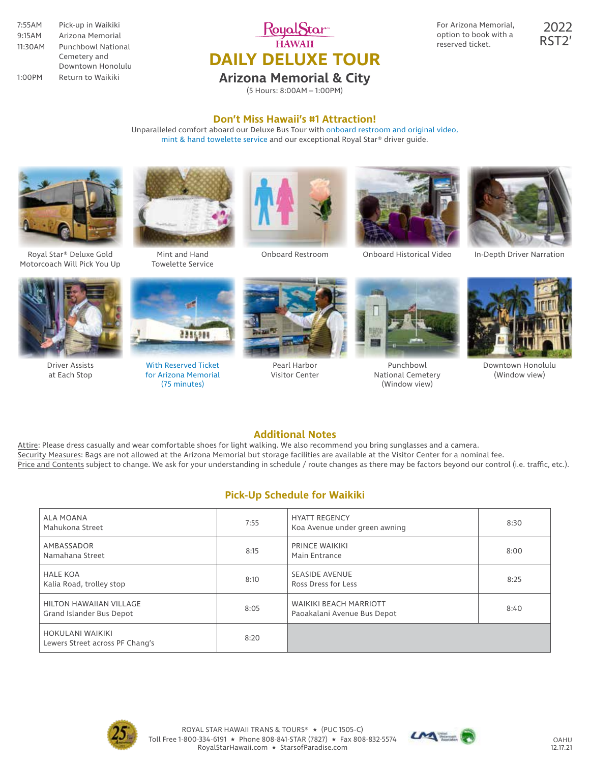| | |
|---|---|
| 7:55AM | Pick-up in Waikiki |
| 9:15AM | Arizona Memorial |
| 11:30AM | Punchbowl National Cemetery and Downtown Honolulu |
| 1:00PM | Return to Waikiki |

RoyalStar™ HAWAII

# DAILY DELUXE TOUR

## Arizona Memorial & City

(5 Hours: 8:00AM – 1:00PM)

For Arizona Memorial, option to book with a reserved ticket.

2022 RST2′

### Don't Miss Hawaii's #1 Attraction!

Unparalleled comfort aboard our Deluxe Bus Tour with onboard restroom and original video, mint & hand towelette service and our exceptional Royal Star® driver guide.

Royal Star® Deluxe Gold Motorcoach Will Pick You Up

Mint and Hand Towelette Service

Onboard Restroom

Onboard Historical Video

In-Depth Driver Narration

Driver Assists at Each Stop

With Reserved Ticket for Arizona Memorial (75 minutes)

Pearl Harbor Visitor Center

Punchbowl National Cemetery (Window view)

Downtown Honolulu (Window view)

### Additional Notes

Attire: Please dress casually and wear comfortable shoes for light walking. We also recommend you bring sunglasses and a camera.
Security Measures: Bags are not allowed at the Arizona Memorial but storage facilities are available at the Visitor Center for a nominal fee.
Price and Contents subject to change. We ask for your understanding in schedule / route changes as there may be factors beyond our control (i.e. traffic, etc.).

### Pick-Up Schedule for Waikiki

| | | | |
|---|---|---|---|
| ALA MOANA<br>Mahukona Street | 7:55 | HYATT REGENCY<br>Koa Avenue under green awning | 8:30 |
| AMBASSADOR<br>Namahana Street | 8:15 | PRINCE WAIKIKI<br>Main Entrance | 8:00 |
| HALE KOA<br>Kalia Road, trolley stop | 8:10 | SEASIDE AVENUE<br>Ross Dress for Less | 8:25 |
| HILTON HAWAIIAN VILLAGE<br>Grand Islander Bus Depot | 8:05 | WAIKIKI BEACH MARRIOTT<br>Paoakalani Avenue Bus Depot | 8:40 |
| HOKULANI WAIKIKI<br>Lewers Street across PF Chang's | 8:20 | | |

ROYAL STAR HAWAII TRANS & TOURS® ★ (PUC 1505-C)
Toll Free 1-800-334-6191 ★ Phone 808-841-STAR (7827) ★ Fax 808-832-5574
RoyalStarHawaii.com ★ StarsofParadise.com

OAHU
12.17.21